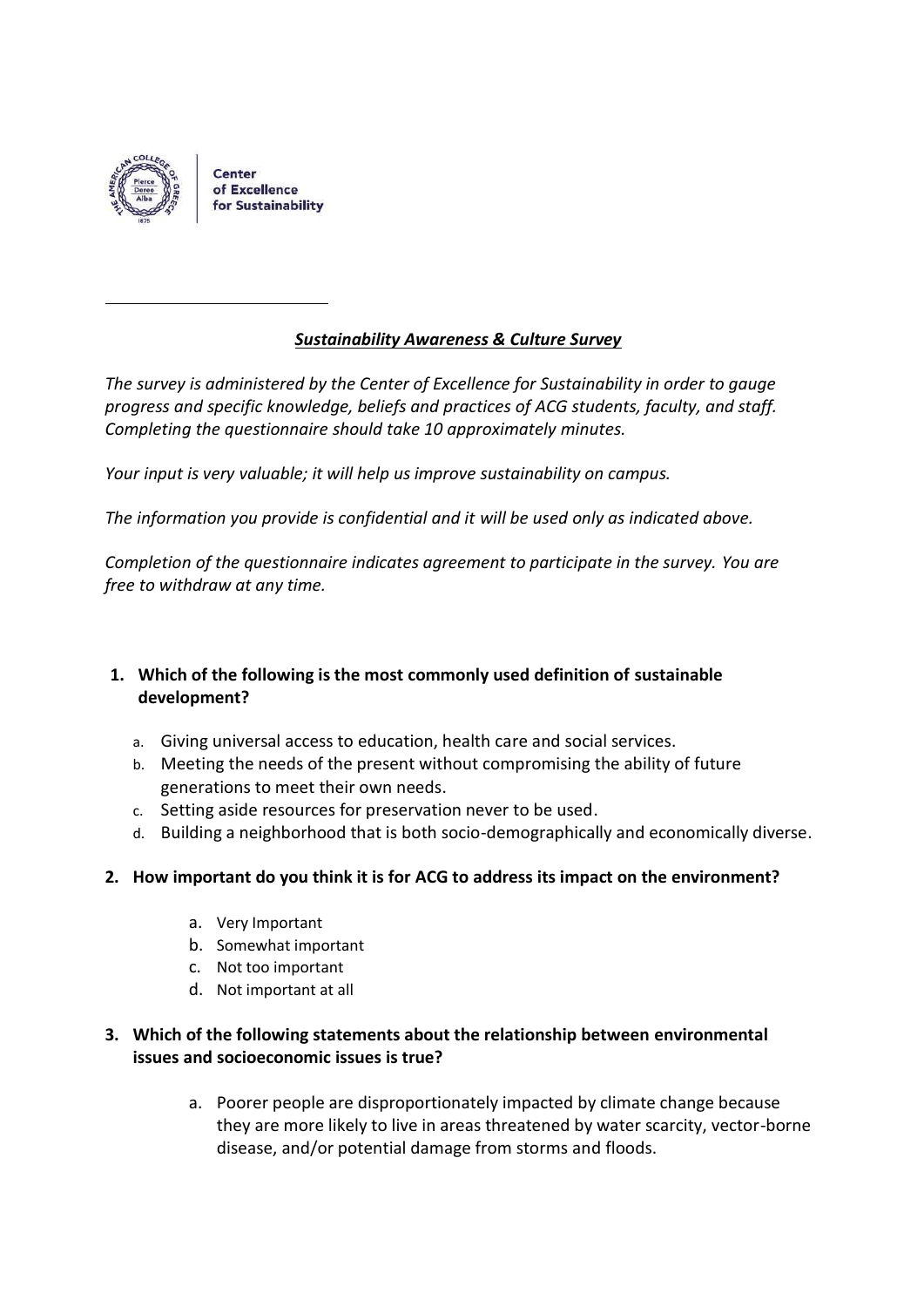Center of Excellence for Sustainability

***Sustainability Awareness & Culture Survey***

*The survey is administered by the Center of Excellence for Sustainability in order to gauge progress and specific knowledge, beliefs and practices of ACG students, faculty, and staff. Completing the questionnaire should take 10 approximately minutes.*

*Your input is very valuable; it will help us improve sustainability on campus.*

*The information you provide is confidential and it will be used only as indicated above.*

*Completion of the questionnaire indicates agreement to participate in the survey. You are free to withdraw at any time.*

1. **Which of the following is the most commonly used definition of sustainable development?**
   a. Giving universal access to education, health care and social services.
   b. Meeting the needs of the present without compromising the ability of future generations to meet their own needs.
   c. Setting aside resources for preservation never to be used.
   d. Building a neighborhood that is both socio-demographically and economically diverse.

2. **How important do you think it is for ACG to address its impact on the environment?**
   a. Very Important
   b. Somewhat important
   c. Not too important
   d. Not important at all

3. **Which of the following statements about the relationship between environmental issues and socioeconomic issues is true?**
   a. Poorer people are disproportionately impacted by climate change because they are more likely to live in areas threatened by water scarcity, vector-borne disease, and/or potential damage from storms and floods.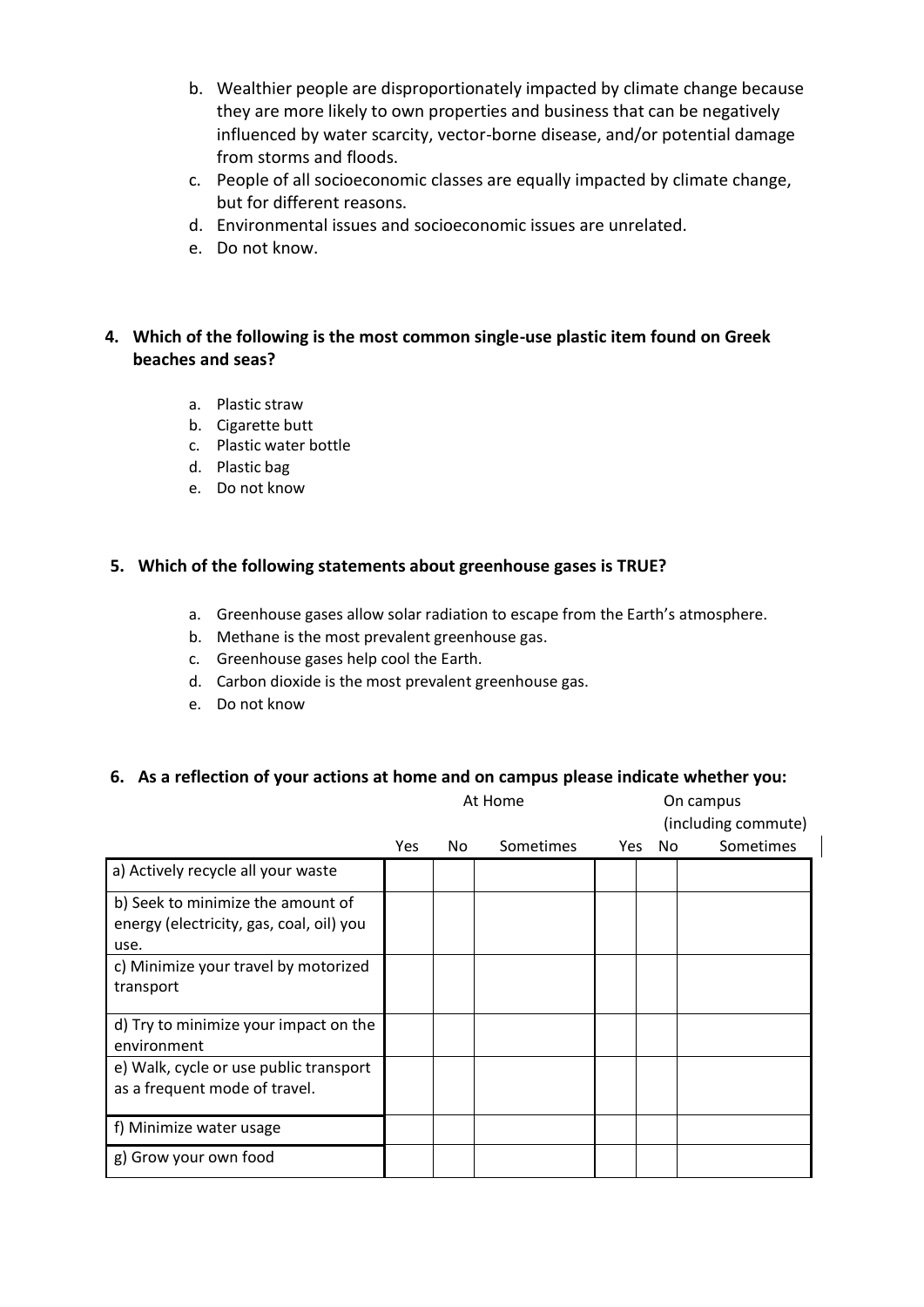b. Wealthier people are disproportionately impacted by climate change because they are more likely to own properties and business that can be negatively influenced by water scarcity, vector-borne disease, and/or potential damage from storms and floods.
c. People of all socioeconomic classes are equally impacted by climate change, but for different reasons.
d. Environmental issues and socioeconomic issues are unrelated.
e. Do not know.

**4. Which of the following is the most common single-use plastic item found on Greek beaches and seas?**

a. Plastic straw
b. Cigarette butt
c. Plastic water bottle
d. Plastic bag
e. Do not know

**5. Which of the following statements about greenhouse gases is TRUE?**

a. Greenhouse gases allow solar radiation to escape from the Earth's atmosphere.
b. Methane is the most prevalent greenhouse gas.
c. Greenhouse gases help cool the Earth.
d. Carbon dioxide is the most prevalent greenhouse gas.
e. Do not know

**6. As a reflection of your actions at home and on campus please indicate whether you:**

| | At Home | | | On campus (including commute) | | |
|---|---|---|---|---|---|---|
| | Yes | No | Sometimes | Yes | No | Sometimes |
| a) Actively recycle all your waste | | | | | | |
| b) Seek to minimize the amount of energy (electricity, gas, coal, oil) you use. | | | | | | |
| c) Minimize your travel by motorized transport | | | | | | |
| d) Try to minimize your impact on the environment | | | | | | |
| e) Walk, cycle or use public transport as a frequent mode of travel. | | | | | | |
| f) Minimize water usage | | | | | | |
| g) Grow your own food | | | | | | |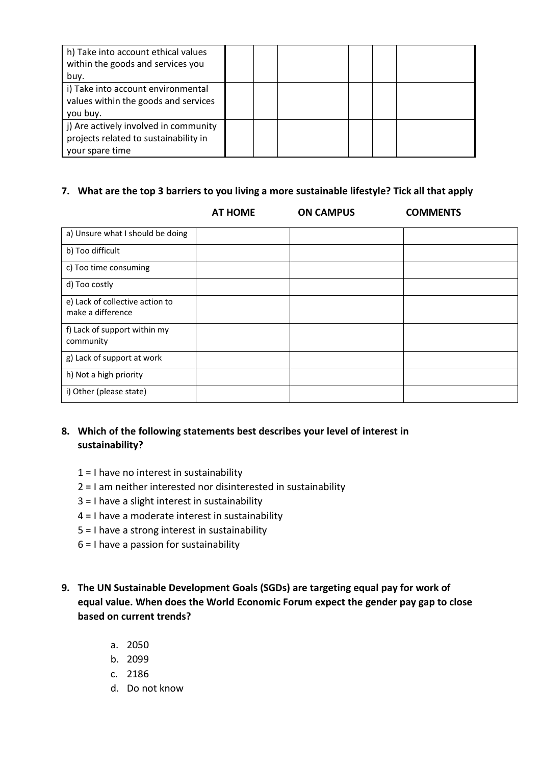| | | | | | | |
|---|---|---|---|---|---|---|
| h) Take into account ethical values within the goods and services you buy. | | | | | | |
| i) Take into account environmental values within the goods and services you buy. | | | | | | |
| j) Are actively involved in community projects related to sustainability in your spare time | | | | | | |

**7. What are the top 3 barriers to you living a more sustainable lifestyle? Tick all that apply**

| | AT HOME | ON CAMPUS | COMMENTS |
|---|---|---|---|
| a) Unsure what I should be doing | | | |
| b) Too difficult | | | |
| c) Too time consuming | | | |
| d) Too costly | | | |
| e) Lack of collective action to make a difference | | | |
| f) Lack of support within my community | | | |
| g) Lack of support at work | | | |
| h) Not a high priority | | | |
| i) Other (please state) | | | |

**8. Which of the following statements best describes your level of interest in sustainability?**

1 = I have no interest in sustainability
2 = I am neither interested nor disinterested in sustainability
3 = I have a slight interest in sustainability
4 = I have a moderate interest in sustainability
5 = I have a strong interest in sustainability
6 = I have a passion for sustainability

**9. The UN Sustainable Development Goals (SGDs) are targeting equal pay for work of equal value. When does the World Economic Forum expect the gender pay gap to close based on current trends?**

a. 2050
b. 2099
c. 2186
d. Do not know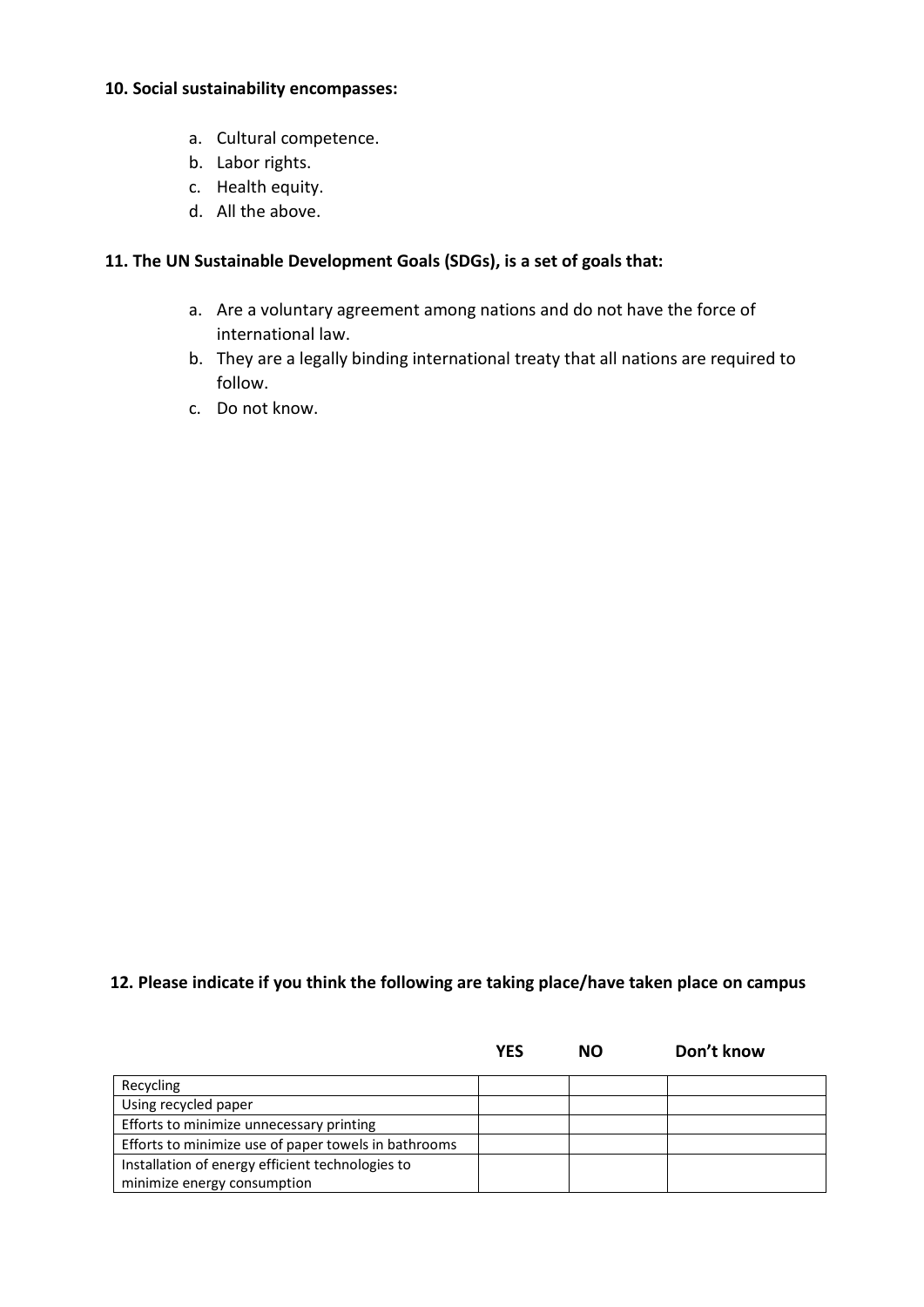**10. Social sustainability encompasses:**

a. Cultural competence.
b. Labor rights.
c. Health equity.
d. All the above.

**11. The UN Sustainable Development Goals (SDGs), is a set of goals that:**

a. Are a voluntary agreement among nations and do not have the force of international law.
b. They are a legally binding international treaty that all nations are required to follow.
c. Do not know.

**12. Please indicate if you think the following are taking place/have taken place on campus**

| | YES | NO | Don't know |
|---|---|---|---|
| Recycling | | | |
| Using recycled paper | | | |
| Efforts to minimize unnecessary printing | | | |
| Efforts to minimize use of paper towels in bathrooms | | | |
| Installation of energy efficient technologies to minimize energy consumption | | | |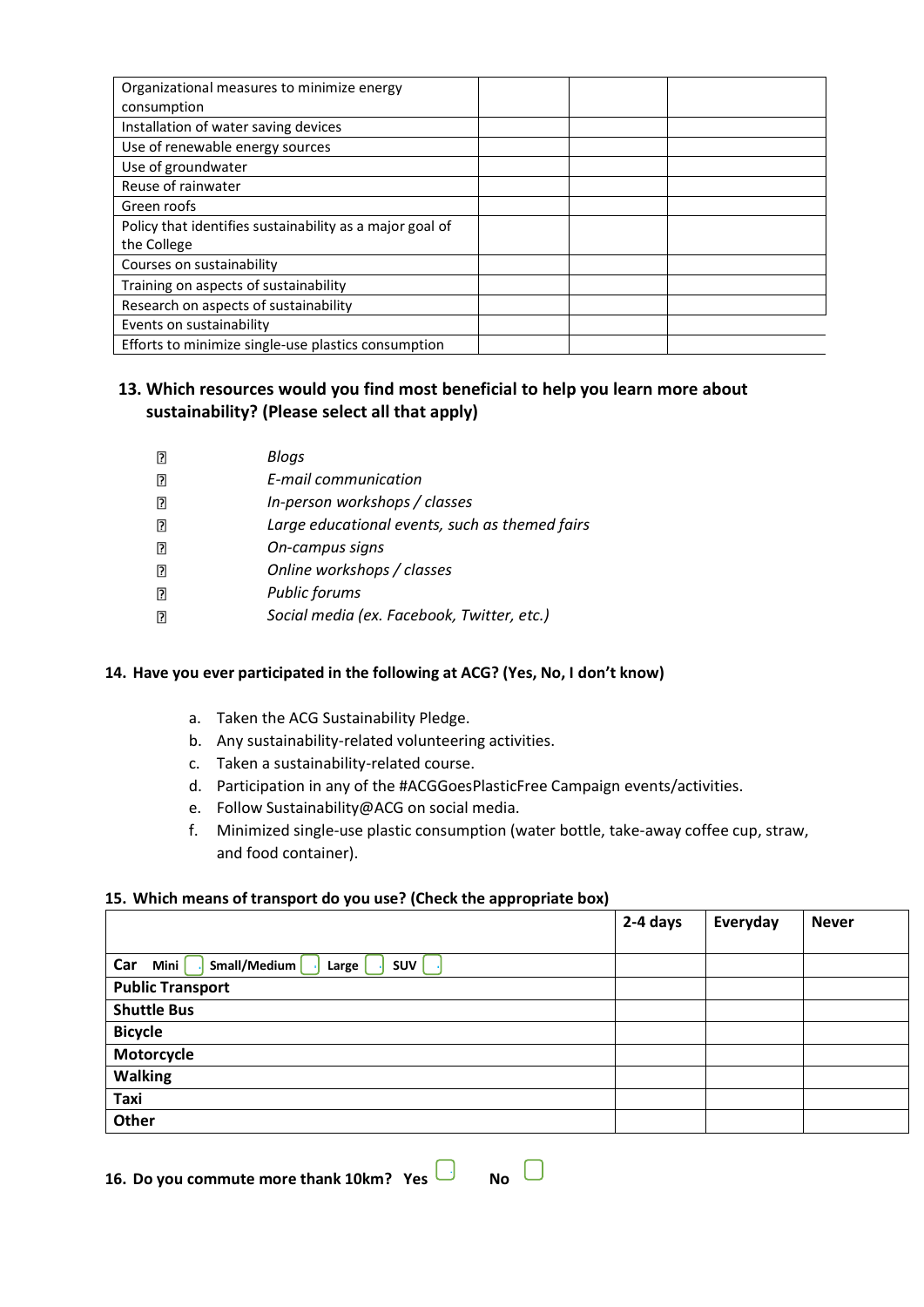| | | | |
|---|---|---|---|
| Organizational measures to minimize energy consumption | | | |
| Installation of water saving devices | | | |
| Use of renewable energy sources | | | |
| Use of groundwater | | | |
| Reuse of rainwater | | | |
| Green roofs | | | |
| Policy that identifies sustainability as a major goal of the College | | | |
| Courses on sustainability | | | |
| Training on aspects of sustainability | | | |
| Research on aspects of sustainability | | | |
| Events on sustainability | | | |
| Efforts to minimize single-use plastics consumption | | | |

**13. Which resources would you find most beneficial to help you learn more about sustainability? (Please select all that apply)**

- ☐ *Blogs*
- ☐ *E-mail communication*
- ☐ *In-person workshops / classes*
- ☐ *Large educational events, such as themed fairs*
- ☐ *On-campus signs*
- ☐ *Online workshops / classes*
- ☐ *Public forums*
- ☐ *Social media (ex. Facebook, Twitter, etc.)*

**14. Have you ever participated in the following at ACG? (Yes, No, I don't know)**

a. Taken the ACG Sustainability Pledge.
b. Any sustainability-related volunteering activities.
c. Taken a sustainability-related course.
d. Participation in any of the #ACGGoesPlasticFree Campaign events/activities.
e. Follow Sustainability@ACG on social media.
f. Minimized single-use plastic consumption (water bottle, take-away coffee cup, straw, and food container).

**15. Which means of transport do you use? (Check the appropriate box)**

| | 2-4 days | Everyday | Never |
|---|---|---|---|
| **Car** Mini ☐ Small/Medium ☐ Large ☐ SUV ☐ | | | |
| **Public Transport** | | | |
| **Shuttle Bus** | | | |
| **Bicycle** | | | |
| **Motorcycle** | | | |
| **Walking** | | | |
| **Taxi** | | | |
| **Other** | | | |

**16. Do you commute more thank 10km? Yes ☐ No ☐**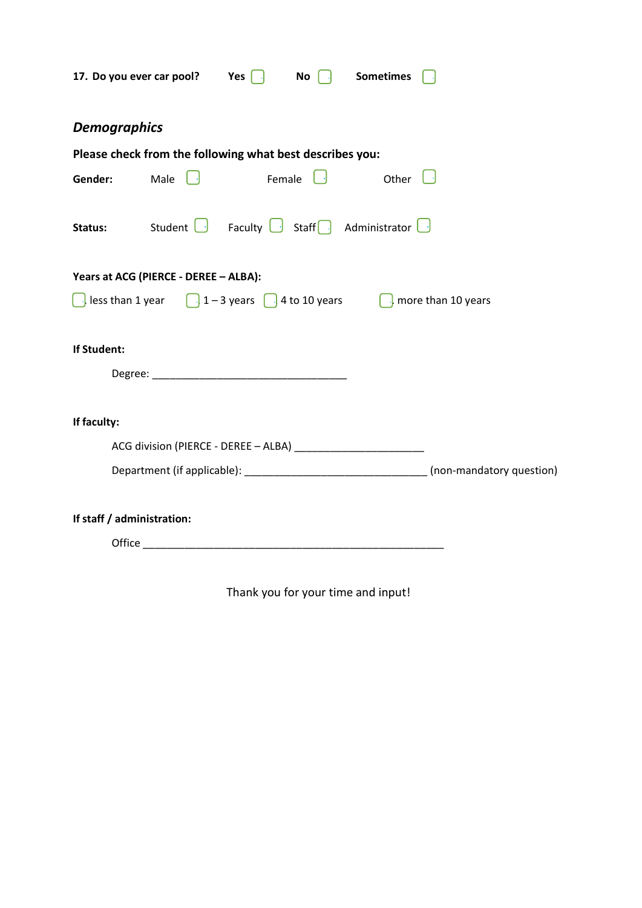**17. Do you ever car pool?** **Yes** ☐ **No** ☐ **Sometimes** ☐

## *Demographics*

**Please check from the following what best describes you:**

**Gender:** Male ☐ Female ☐ Other ☐

**Status:** Student ☐ Faculty ☐ Staff ☐ Administrator ☐

**Years at ACG (PIERCE - DEREE – ALBA):**

☐ less than 1 year ☐ 1 – 3 years ☐ 4 to 10 years ☐ more than 10 years

**If Student:**

Degree: _________________________________

**If faculty:**

ACG division (PIERCE - DEREE – ALBA) ______________________

Department (if applicable): _______________________________ (non-mandatory question)

**If staff / administration:**

Office ____________________________________________________

Thank you for your time and input!